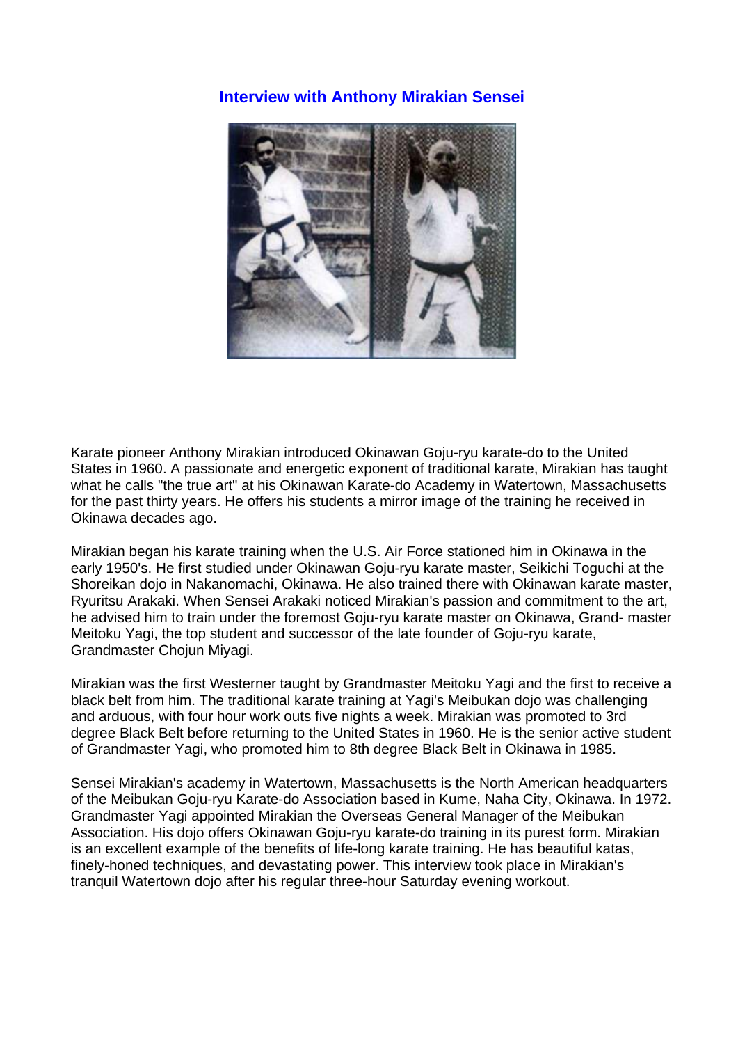# Interview with Anthony Mirakian Sensei

Karate pioneer Anthony Mirakian introduced Okinawan Goju-ryu karate-do to the United States in 1960. A passionate and energetic exponent of traditional karate, Mirakian has taught what he calls "the true art" at his Okinawan Karate-do Academy in Watertown, Massachusetts for the past thirty years. He offers his students a mirror image of the training he received in Okinawa decades ago.

Mirakian began his karate training when the U.S. Air Force stationed him in Okinawa in the early 1950's. He first studied under Okinawan Goju-ryu karate master, Seikichi Toguchi at the Shoreikan dojo in Nakanomachi, Okinawa. He also trained there with Okinawan karate master, Ryuritsu Arakaki. When Sensei Arakaki noticed Mirakian's passion and commitment to the art, he advised him to train under the foremost Goju-ryu karate master on Okinawa, Grand- master Meitoku Yagi, the top student and successor of the late founder of Goju-ryu karate, Grandmaster Chojun Miyagi.

Mirakian was the first Westerner taught by Grandmaster Meitoku Yagi and the first to receive a black belt from him. The traditional karate training at Yagi's Meibukan dojo was challenging and arduous, with four hour work outs five nights a week. Mirakian was promoted to 3rd degree Black Belt before returning to the United States in 1960. He is the senior active student of Grandmaster Yagi, who promoted him to 8th degree Black Belt in Okinawa in 1985.

Sensei Mirakian's academy in Watertown, Massachusetts is the North American headquarters of the Meibukan Goju-ryu Karate-do Association based in Kume, Naha City, Okinawa. In 1972. Grandmaster Yagi appointed Mirakian the Overseas General Manager of the Meibukan Association. His dojo offers Okinawan Goju-ryu karate-do training in its purest form. Mirakian is an excellent example of the benefits of life-long karate training. He has beautiful katas, finely-honed techniques, and devastating power. This interview took place in Mirakian's tranquil Watertown dojo after his regular three-hour Saturday evening workout.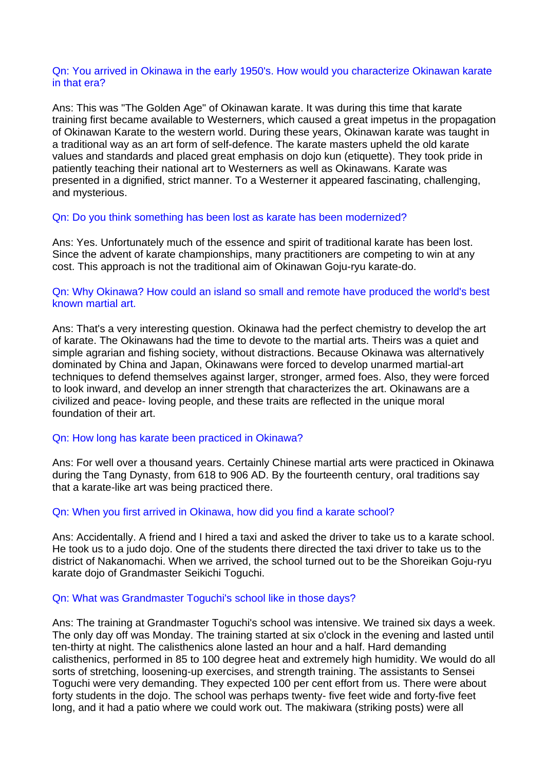Qn: You arrived in Okinawa in the early 1950's. How would you characterize Okinawan karate in that era?

Ans: This was "The Golden Age" of Okinawan karate. It was during this time that karate training first became available to Westerners, which caused a great impetus in the propagation of Okinawan Karate to the western world. During these years, Okinawan karate was taught in a traditional way as an art form of self-defence. The karate masters upheld the old karate values and standards and placed great emphasis on dojo kun (etiquette). They took pride in patiently teaching their national art to Westerners as well as Okinawans. Karate was presented in a dignified, strict manner. To a Westerner it appeared fascinating, challenging, and mysterious.

Qn: Do you think something has been lost as karate has been modernized?

Ans: Yes. Unfortunately much of the essence and spirit of traditional karate has been lost. Since the advent of karate championships, many practitioners are competing to win at any cost. This approach is not the traditional aim of Okinawan Goju-ryu karate-do.

Qn: Why Okinawa? How could an island so small and remote have produced the world's best known martial art.

Ans: That's a very interesting question. Okinawa had the perfect chemistry to develop the art of karate. The Okinawans had the time to devote to the martial arts. Theirs was a quiet and simple agrarian and fishing society, without distractions. Because Okinawa was alternatively dominated by China and Japan, Okinawans were forced to develop unarmed martial-art techniques to defend themselves against larger, stronger, armed foes. Also, they were forced to look inward, and develop an inner strength that characterizes the art. Okinawans are a civilized and peace- loving people, and these traits are reflected in the unique moral foundation of their art.

Qn: How long has karate been practiced in Okinawa?

Ans: For well over a thousand years. Certainly Chinese martial arts were practiced in Okinawa during the Tang Dynasty, from 618 to 906 AD. By the fourteenth century, oral traditions say that a karate-like art was being practiced there.

Qn: When you first arrived in Okinawa, how did you find a karate school?

Ans: Accidentally. A friend and I hired a taxi and asked the driver to take us to a karate school. He took us to a judo dojo. One of the students there directed the taxi driver to take us to the district of Nakanomachi. When we arrived, the school turned out to be the Shoreikan Goju-ryu karate dojo of Grandmaster Seikichi Toguchi.

Qn: What was Grandmaster Toguchi's school like in those days?

Ans: The training at Grandmaster Toguchi's school was intensive. We trained six days a week. The only day off was Monday. The training started at six o'clock in the evening and lasted until ten-thirty at night. The calisthenics alone lasted an hour and a half. Hard demanding calisthenics, performed in 85 to 100 degree heat and extremely high humidity. We would do all sorts of stretching, loosening-up exercises, and strength training. The assistants to Sensei Toguchi were very demanding. They expected 100 per cent effort from us. There were about forty students in the dojo. The school was perhaps twenty- five feet wide and forty-five feet long, and it had a patio where we could work out. The makiwara (striking posts) were all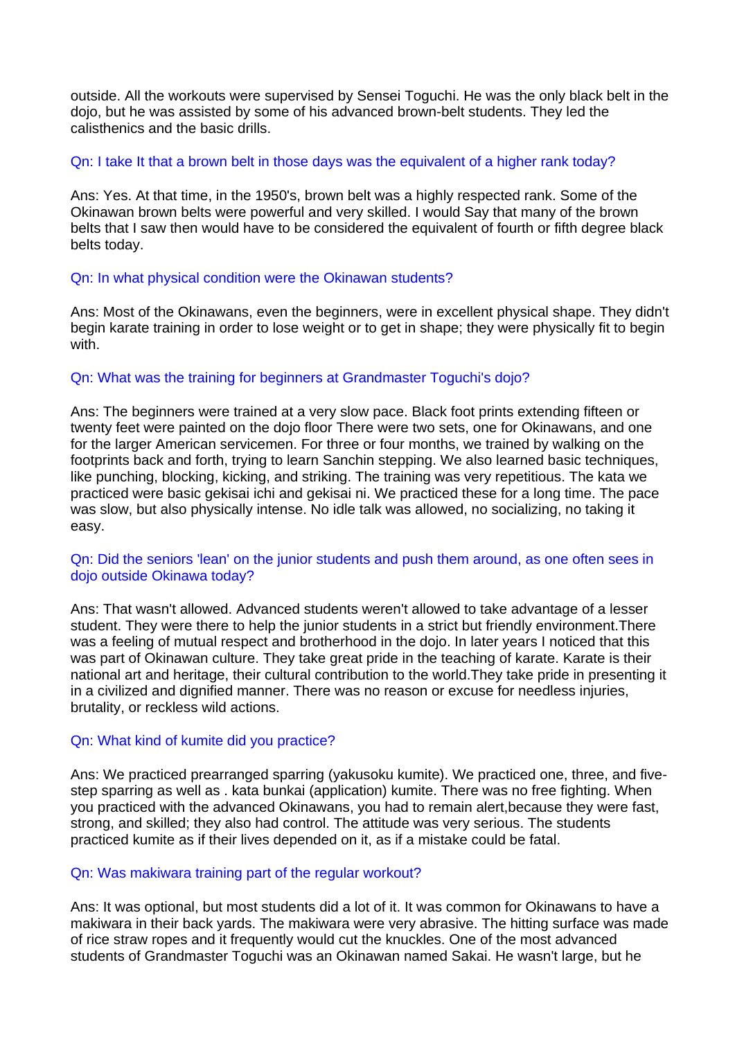outside. All the workouts were supervised by Sensei Toguchi. He was the only black belt in the dojo, but he was assisted by some of his advanced brown-belt students. They led the calisthenics and the basic drills.

Qn: I take It that a brown belt in those days was the equivalent of a higher rank today?

Ans: Yes. At that time, in the 1950's, brown belt was a highly respected rank. Some of the Okinawan brown belts were powerful and very skilled. I would Say that many of the brown belts that I saw then would have to be considered the equivalent of fourth or fifth degree black belts today.

Qn: In what physical condition were the Okinawan students?

Ans: Most of the Okinawans, even the beginners, were in excellent physical shape. They didn't begin karate training in order to lose weight or to get in shape; they were physically fit to begin with.

Qn: What was the training for beginners at Grandmaster Toguchi's dojo?

Ans: The beginners were trained at a very slow pace. Black foot prints extending fifteen or twenty feet were painted on the dojo floor There were two sets, one for Okinawans, and one for the larger American servicemen. For three or four months, we trained by walking on the footprints back and forth, trying to learn Sanchin stepping. We also learned basic techniques, like punching, blocking, kicking, and striking. The training was very repetitious. The kata we practiced were basic gekisai ichi and gekisai ni. We practiced these for a long time. The pace was slow, but also physically intense. No idle talk was allowed, no socializing, no taking it easy.

Qn: Did the seniors 'lean' on the junior students and push them around, as one often sees in dojo outside Okinawa today?

Ans: That wasn't allowed. Advanced students weren't allowed to take advantage of a lesser student. They were there to help the junior students in a strict but friendly environment.There was a feeling of mutual respect and brotherhood in the dojo. In later years I noticed that this was part of Okinawan culture. They take great pride in the teaching of karate. Karate is their national art and heritage, their cultural contribution to the world.They take pride in presenting it in a civilized and dignified manner. There was no reason or excuse for needless injuries, brutality, or reckless wild actions.

Qn: What kind of kumite did you practice?

Ans: We practiced prearranged sparring (yakusoku kumite). We practiced one, three, and five-step sparring as well as . kata bunkai (application) kumite. There was no free fighting. When you practiced with the advanced Okinawans, you had to remain alert,because they were fast, strong, and skilled; they also had control. The attitude was very serious. The students practiced kumite as if their lives depended on it, as if a mistake could be fatal.

Qn: Was makiwara training part of the regular workout?

Ans: It was optional, but most students did a lot of it. It was common for Okinawans to have a makiwara in their back yards. The makiwara were very abrasive. The hitting surface was made of rice straw ropes and it frequently would cut the knuckles. One of the most advanced students of Grandmaster Toguchi was an Okinawan named Sakai. He wasn't large, but he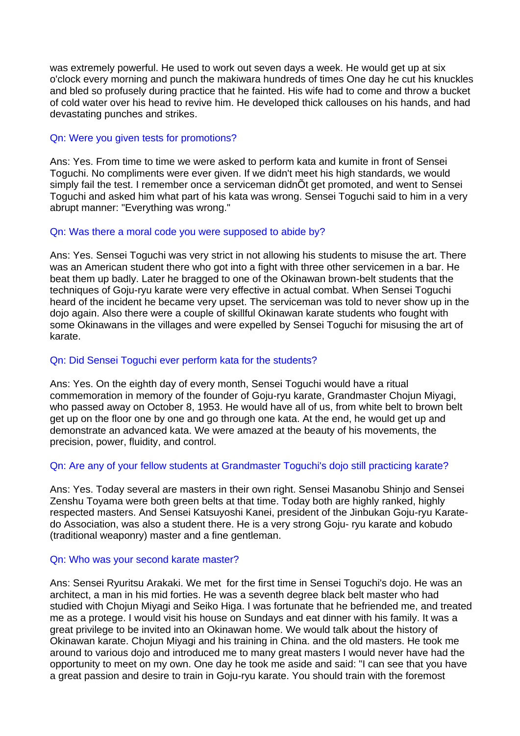was extremely powerful. He used to work out seven days a week. He would get up at six o'clock every morning and punch the makiwara hundreds of times One day he cut his knuckles and bled so profusely during practice that he fainted. His wife had to come and throw a bucket of cold water over his head to revive him. He developed thick callouses on his hands, and had devastating punches and strikes.

Qn: Were you given tests for promotions?

Ans: Yes. From time to time we were asked to perform kata and kumite in front of Sensei Toguchi. No compliments were ever given. If we didn't meet his high standards, we would simply fail the test. I remember once a serviceman didnÕt get promoted, and went to Sensei Toguchi and asked him what part of his kata was wrong. Sensei Toguchi said to him in a very abrupt manner: "Everything was wrong."

Qn: Was there a moral code you were supposed to abide by?

Ans: Yes. Sensei Toguchi was very strict in not allowing his students to misuse the art. There was an American student there who got into a fight with three other servicemen in a bar. He beat them up badly. Later he bragged to one of the Okinawan brown-belt students that the techniques of Goju-ryu karate were very effective in actual combat. When Sensei Toguchi heard of the incident he became very upset. The serviceman was told to never show up in the dojo again. Also there were a couple of skillful Okinawan karate students who fought with some Okinawans in the villages and were expelled by Sensei Toguchi for misusing the art of karate.

Qn: Did Sensei Toguchi ever perform kata for the students?

Ans: Yes. On the eighth day of every month, Sensei Toguchi would have a ritual commemoration in memory of the founder of Goju-ryu karate, Grandmaster Chojun Miyagi, who passed away on October 8, 1953. He would have all of us, from white belt to brown belt get up on the floor one by one and go through one kata. At the end, he would get up and demonstrate an advanced kata. We were amazed at the beauty of his movements, the precision, power, fluidity, and control.

Qn: Are any of your fellow students at Grandmaster Toguchi's dojo still practicing karate?

Ans: Yes. Today several are masters in their own right. Sensei Masanobu Shinjo and Sensei Zenshu Toyama were both green belts at that time. Today both are highly ranked, highly respected masters. And Sensei Katsuyoshi Kanei, president of the Jinbukan Goju-ryu Karate-do Association, was also a student there. He is a very strong Goju- ryu karate and kobudo (traditional weaponry) master and a fine gentleman.

Qn: Who was your second karate master?

Ans: Sensei Ryuritsu Arakaki. We met for the first time in Sensei Toguchi's dojo. He was an architect, a man in his mid forties. He was a seventh degree black belt master who had studied with Chojun Miyagi and Seiko Higa. I was fortunate that he befriended me, and treated me as a protege. I would visit his house on Sundays and eat dinner with his family. It was a great privilege to be invited into an Okinawan home. We would talk about the history of Okinawan karate. Chojun Miyagi and his training in China. and the old masters. He took me around to various dojo and introduced me to many great masters I would never have had the opportunity to meet on my own. One day he took me aside and said: "I can see that you have a great passion and desire to train in Goju-ryu karate. You should train with the foremost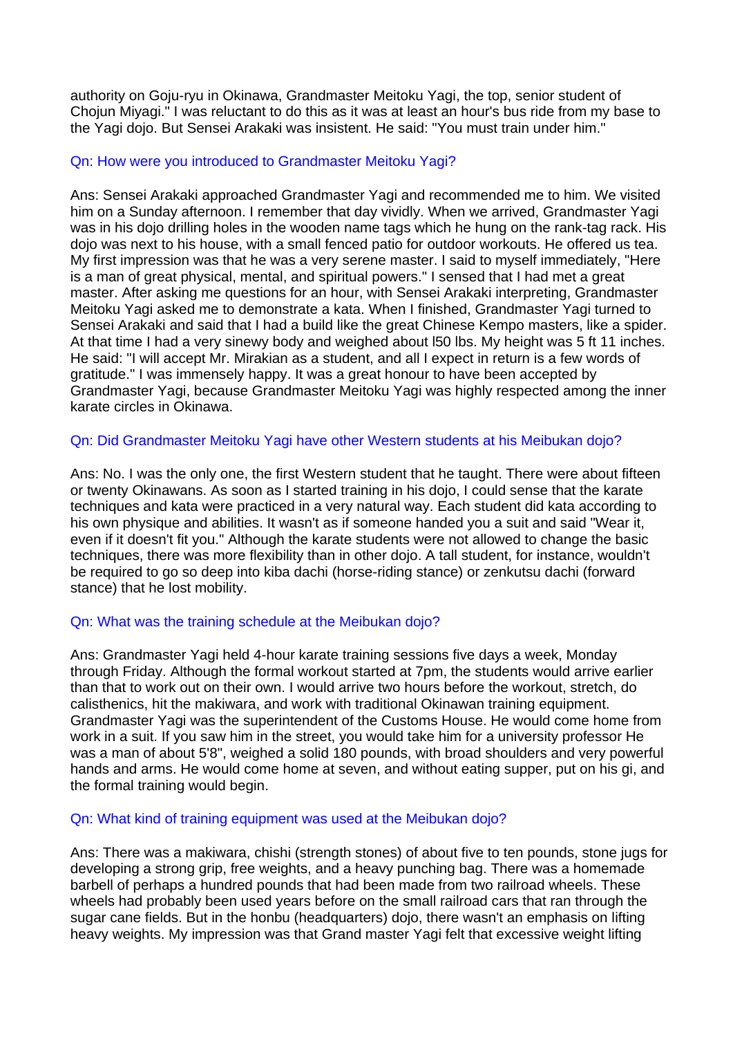authority on Goju-ryu in Okinawa, Grandmaster Meitoku Yagi, the top, senior student of Chojun Miyagi." I was reluctant to do this as it was at least an hour's bus ride from my base to the Yagi dojo. But Sensei Arakaki was insistent. He said: "You must train under him."

Qn: How were you introduced to Grandmaster Meitoku Yagi?

Ans: Sensei Arakaki approached Grandmaster Yagi and recommended me to him. We visited him on a Sunday afternoon. I remember that day vividly. When we arrived, Grandmaster Yagi was in his dojo drilling holes in the wooden name tags which he hung on the rank-tag rack. His dojo was next to his house, with a small fenced patio for outdoor workouts. He offered us tea. My first impression was that he was a very serene master. I said to myself immediately, "Here is a man of great physical, mental, and spiritual powers." I sensed that I had met a great master. After asking me questions for an hour, with Sensei Arakaki interpreting, Grandmaster Meitoku Yagi asked me to demonstrate a kata. When I finished, Grandmaster Yagi turned to Sensei Arakaki and said that I had a build like the great Chinese Kempo masters, like a spider. At that time I had a very sinewy body and weighed about l50 lbs. My height was 5 ft 11 inches. He said: "I will accept Mr. Mirakian as a student, and all I expect in return is a few words of gratitude." I was immensely happy. It was a great honour to have been accepted by Grandmaster Yagi, because Grandmaster Meitoku Yagi was highly respected among the inner karate circles in Okinawa.

Qn: Did Grandmaster Meitoku Yagi have other Western students at his Meibukan dojo?

Ans: No. I was the only one, the first Western student that he taught. There were about fifteen or twenty Okinawans. As soon as I started training in his dojo, I could sense that the karate techniques and kata were practiced in a very natural way. Each student did kata according to his own physique and abilities. It wasn't as if someone handed you a suit and said "Wear it, even if it doesn't fit you." Although the karate students were not allowed to change the basic techniques, there was more flexibility than in other dojo. A tall student, for instance, wouldn't be required to go so deep into kiba dachi (horse-riding stance) or zenkutsu dachi (forward stance) that he lost mobility.

Qn: What was the training schedule at the Meibukan dojo?

Ans: Grandmaster Yagi held 4-hour karate training sessions five days a week, Monday through Friday. Although the formal workout started at 7pm, the students would arrive earlier than that to work out on their own. I would arrive two hours before the workout, stretch, do calisthenics, hit the makiwara, and work with traditional Okinawan training equipment. Grandmaster Yagi was the superintendent of the Customs House. He would come home from work in a suit. If you saw him in the street, you would take him for a university professor He was a man of about 5'8", weighed a solid 180 pounds, with broad shoulders and very powerful hands and arms. He would come home at seven, and without eating supper, put on his gi, and the formal training would begin.

Qn: What kind of training equipment was used at the Meibukan dojo?

Ans: There was a makiwara, chishi (strength stones) of about five to ten pounds, stone jugs for developing a strong grip, free weights, and a heavy punching bag. There was a homemade barbell of perhaps a hundred pounds that had been made from two railroad wheels. These wheels had probably been used years before on the small railroad cars that ran through the sugar cane fields. But in the honbu (headquarters) dojo, there wasn't an emphasis on lifting heavy weights. My impression was that Grand master Yagi felt that excessive weight lifting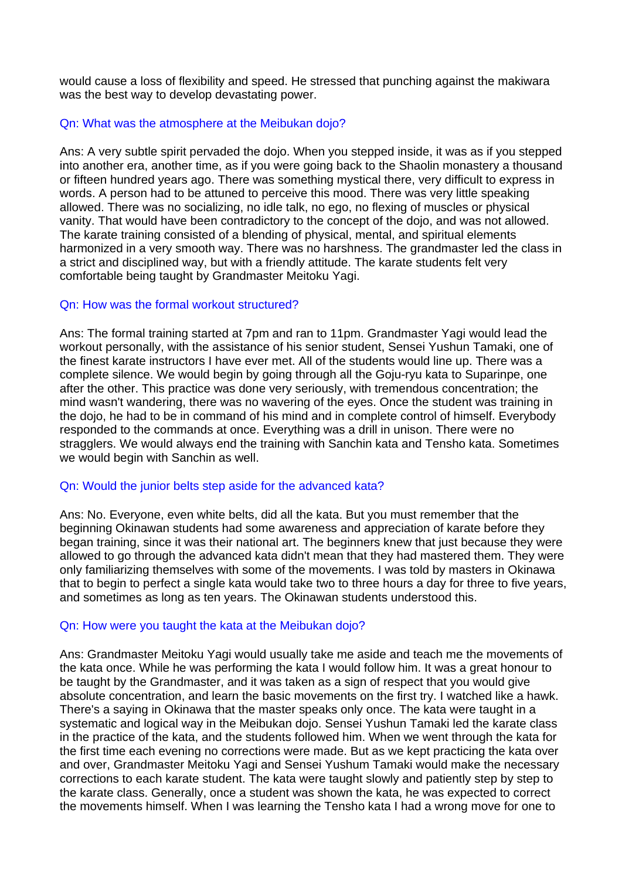would cause a loss of flexibility and speed. He stressed that punching against the makiwara was the best way to develop devastating power.

Qn: What was the atmosphere at the Meibukan dojo?

Ans: A very subtle spirit pervaded the dojo. When you stepped inside, it was as if you stepped into another era, another time, as if you were going back to the Shaolin monastery a thousand or fifteen hundred years ago. There was something mystical there, very difficult to express in words. A person had to be attuned to perceive this mood. There was very little speaking allowed. There was no socializing, no idle talk, no ego, no flexing of muscles or physical vanity. That would have been contradictory to the concept of the dojo, and was not allowed. The karate training consisted of a blending of physical, mental, and spiritual elements harmonized in a very smooth way. There was no harshness. The grandmaster led the class in a strict and disciplined way, but with a friendly attitude. The karate students felt very comfortable being taught by Grandmaster Meitoku Yagi.

Qn: How was the formal workout structured?

Ans: The formal training started at 7pm and ran to 11pm. Grandmaster Yagi would lead the workout personally, with the assistance of his senior student, Sensei Yushun Tamaki, one of the finest karate instructors I have ever met. All of the students would line up. There was a complete silence. We would begin by going through all the Goju-ryu kata to Suparinpe, one after the other. This practice was done very seriously, with tremendous concentration; the mind wasn't wandering, there was no wavering of the eyes. Once the student was training in the dojo, he had to be in command of his mind and in complete control of himself. Everybody responded to the commands at once. Everything was a drill in unison. There were no stragglers. We would always end the training with Sanchin kata and Tensho kata. Sometimes we would begin with Sanchin as well.

Qn: Would the junior belts step aside for the advanced kata?

Ans: No. Everyone, even white belts, did all the kata. But you must remember that the beginning Okinawan students had some awareness and appreciation of karate before they began training, since it was their national art. The beginners knew that just because they were allowed to go through the advanced kata didn't mean that they had mastered them. They were only familiarizing themselves with some of the movements. I was told by masters in Okinawa that to begin to perfect a single kata would take two to three hours a day for three to five years, and sometimes as long as ten years. The Okinawan students understood this.

Qn: How were you taught the kata at the Meibukan dojo?

Ans: Grandmaster Meitoku Yagi would usually take me aside and teach me the movements of the kata once. While he was performing the kata I would follow him. It was a great honour to be taught by the Grandmaster, and it was taken as a sign of respect that you would give absolute concentration, and learn the basic movements on the first try. I watched like a hawk. There's a saying in Okinawa that the master speaks only once. The kata were taught in a systematic and logical way in the Meibukan dojo. Sensei Yushun Tamaki led the karate class in the practice of the kata, and the students followed him. When we went through the kata for the first time each evening no corrections were made. But as we kept practicing the kata over and over, Grandmaster Meitoku Yagi and Sensei Yushum Tamaki would make the necessary corrections to each karate student. The kata were taught slowly and patiently step by step to the karate class. Generally, once a student was shown the kata, he was expected to correct the movements himself. When I was learning the Tensho kata I had a wrong move for one to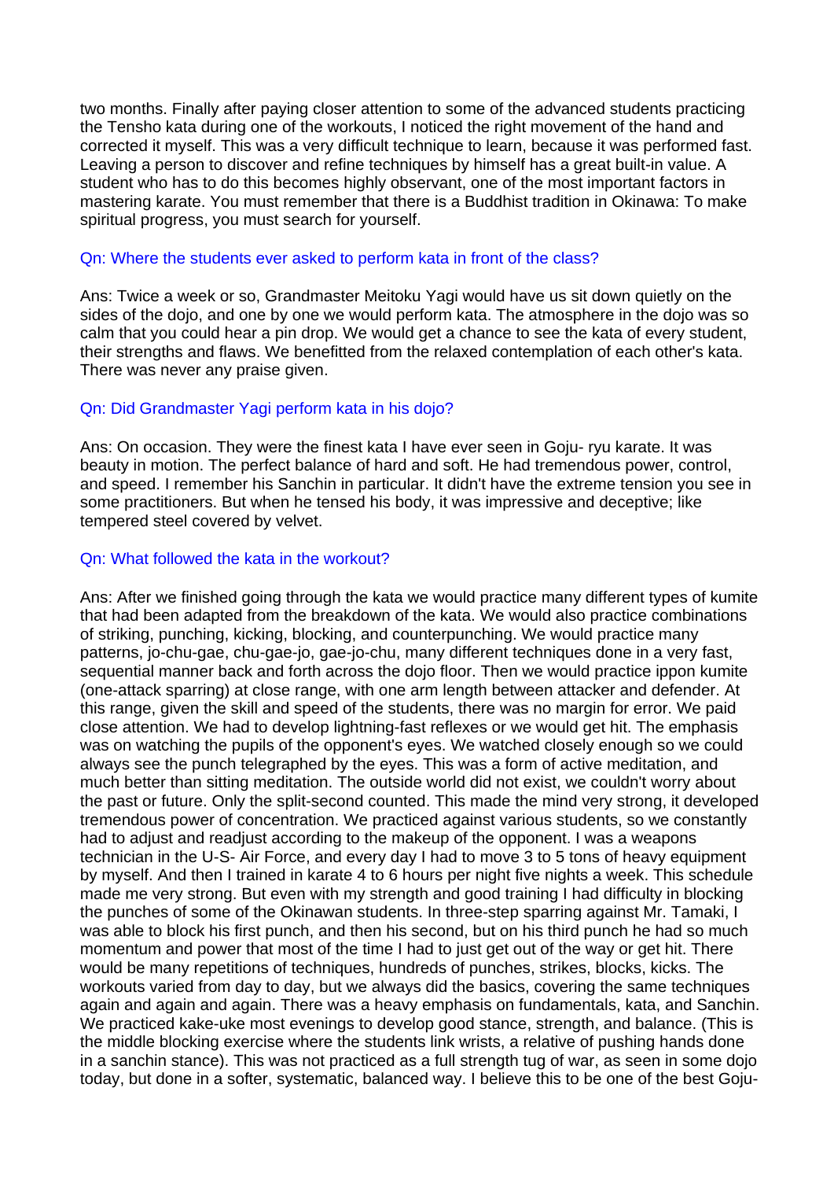two months. Finally after paying closer attention to some of the advanced students practicing the Tensho kata during one of the workouts, I noticed the right movement of the hand and corrected it myself. This was a very difficult technique to learn, because it was performed fast. Leaving a person to discover and refine techniques by himself has a great built-in value. A student who has to do this becomes highly observant, one of the most important factors in mastering karate. You must remember that there is a Buddhist tradition in Okinawa: To make spiritual progress, you must search for yourself.

Qn: Where the students ever asked to perform kata in front of the class?

Ans: Twice a week or so, Grandmaster Meitoku Yagi would have us sit down quietly on the sides of the dojo, and one by one we would perform kata. The atmosphere in the dojo was so calm that you could hear a pin drop. We would get a chance to see the kata of every student, their strengths and flaws. We benefitted from the relaxed contemplation of each other's kata. There was never any praise given.

Qn: Did Grandmaster Yagi perform kata in his dojo?

Ans: On occasion. They were the finest kata I have ever seen in Goju- ryu karate. It was beauty in motion. The perfect balance of hard and soft. He had tremendous power, control, and speed. I remember his Sanchin in particular. It didn't have the extreme tension you see in some practitioners. But when he tensed his body, it was impressive and deceptive; like tempered steel covered by velvet.

Qn: What followed the kata in the workout?

Ans: After we finished going through the kata we would practice many different types of kumite that had been adapted from the breakdown of the kata. We would also practice combinations of striking, punching, kicking, blocking, and counterpunching. We would practice many patterns, jo-chu-gae, chu-gae-jo, gae-jo-chu, many different techniques done in a very fast, sequential manner back and forth across the dojo floor. Then we would practice ippon kumite (one-attack sparring) at close range, with one arm length between attacker and defender. At this range, given the skill and speed of the students, there was no margin for error. We paid close attention. We had to develop lightning-fast reflexes or we would get hit. The emphasis was on watching the pupils of the opponent's eyes. We watched closely enough so we could always see the punch telegraphed by the eyes. This was a form of active meditation, and much better than sitting meditation. The outside world did not exist, we couldn't worry about the past or future. Only the split-second counted. This made the mind very strong, it developed tremendous power of concentration. We practiced against various students, so we constantly had to adjust and readjust according to the makeup of the opponent. I was a weapons technician in the U-S- Air Force, and every day I had to move 3 to 5 tons of heavy equipment by myself. And then I trained in karate 4 to 6 hours per night five nights a week. This schedule made me very strong. But even with my strength and good training I had difficulty in blocking the punches of some of the Okinawan students. In three-step sparring against Mr. Tamaki, I was able to block his first punch, and then his second, but on his third punch he had so much momentum and power that most of the time I had to just get out of the way or get hit. There would be many repetitions of techniques, hundreds of punches, strikes, blocks, kicks. The workouts varied from day to day, but we always did the basics, covering the same techniques again and again and again. There was a heavy emphasis on fundamentals, kata, and Sanchin. We practiced kake-uke most evenings to develop good stance, strength, and balance. (This is the middle blocking exercise where the students link wrists, a relative of pushing hands done in a sanchin stance). This was not practiced as a full strength tug of war, as seen in some dojo today, but done in a softer, systematic, balanced way. I believe this to be one of the best Goju-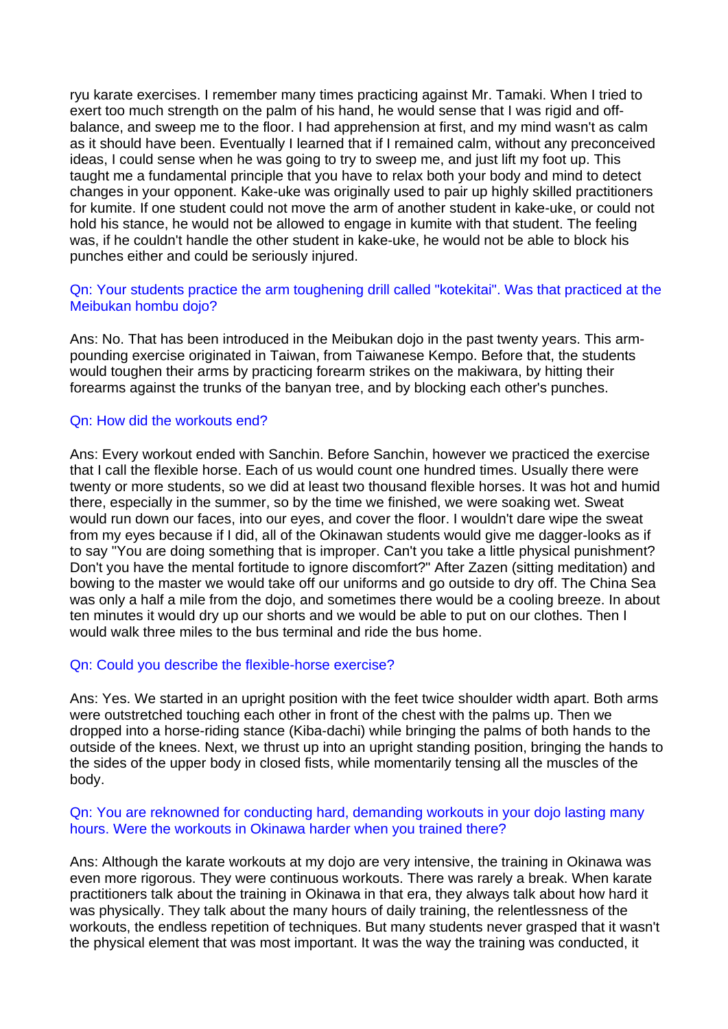ryu karate exercises. I remember many times practicing against Mr. Tamaki. When I tried to exert too much strength on the palm of his hand, he would sense that I was rigid and off-balance, and sweep me to the floor. I had apprehension at first, and my mind wasn't as calm as it should have been. Eventually I learned that if I remained calm, without any preconceived ideas, I could sense when he was going to try to sweep me, and just lift my foot up. This taught me a fundamental principle that you have to relax both your body and mind to detect changes in your opponent. Kake-uke was originally used to pair up highly skilled practitioners for kumite. If one student could not move the arm of another student in kake-uke, or could not hold his stance, he would not be allowed to engage in kumite with that student. The feeling was, if he couldn't handle the other student in kake-uke, he would not be able to block his punches either and could be seriously injured.

Qn: Your students practice the arm toughening drill called "kotekitai". Was that practiced at the Meibukan hombu dojo?

Ans: No. That has been introduced in the Meibukan dojo in the past twenty years. This arm-pounding exercise originated in Taiwan, from Taiwanese Kempo. Before that, the students would toughen their arms by practicing forearm strikes on the makiwara, by hitting their forearms against the trunks of the banyan tree, and by blocking each other's punches.

Qn: How did the workouts end?

Ans: Every workout ended with Sanchin. Before Sanchin, however we practiced the exercise that I call the flexible horse. Each of us would count one hundred times. Usually there were twenty or more students, so we did at least two thousand flexible horses. It was hot and humid there, especially in the summer, so by the time we finished, we were soaking wet. Sweat would run down our faces, into our eyes, and cover the floor. I wouldn't dare wipe the sweat from my eyes because if I did, all of the Okinawan students would give me dagger-looks as if to say "You are doing something that is improper. Can't you take a little physical punishment? Don't you have the mental fortitude to ignore discomfort?" After Zazen (sitting meditation) and bowing to the master we would take off our uniforms and go outside to dry off. The China Sea was only a half a mile from the dojo, and sometimes there would be a cooling breeze. In about ten minutes it would dry up our shorts and we would be able to put on our clothes. Then I would walk three miles to the bus terminal and ride the bus home.

Qn: Could you describe the flexible-horse exercise?

Ans: Yes. We started in an upright position with the feet twice shoulder width apart. Both arms were outstretched touching each other in front of the chest with the palms up. Then we dropped into a horse-riding stance (Kiba-dachi) while bringing the palms of both hands to the outside of the knees. Next, we thrust up into an upright standing position, bringing the hands to the sides of the upper body in closed fists, while momentarily tensing all the muscles of the body.

Qn: You are reknowned for conducting hard, demanding workouts in your dojo lasting many hours. Were the workouts in Okinawa harder when you trained there?

Ans: Although the karate workouts at my dojo are very intensive, the training in Okinawa was even more rigorous. They were continuous workouts. There was rarely a break. When karate practitioners talk about the training in Okinawa in that era, they always talk about how hard it was physically. They talk about the many hours of daily training, the relentlessness of the workouts, the endless repetition of techniques. But many students never grasped that it wasn't the physical element that was most important. It was the way the training was conducted, it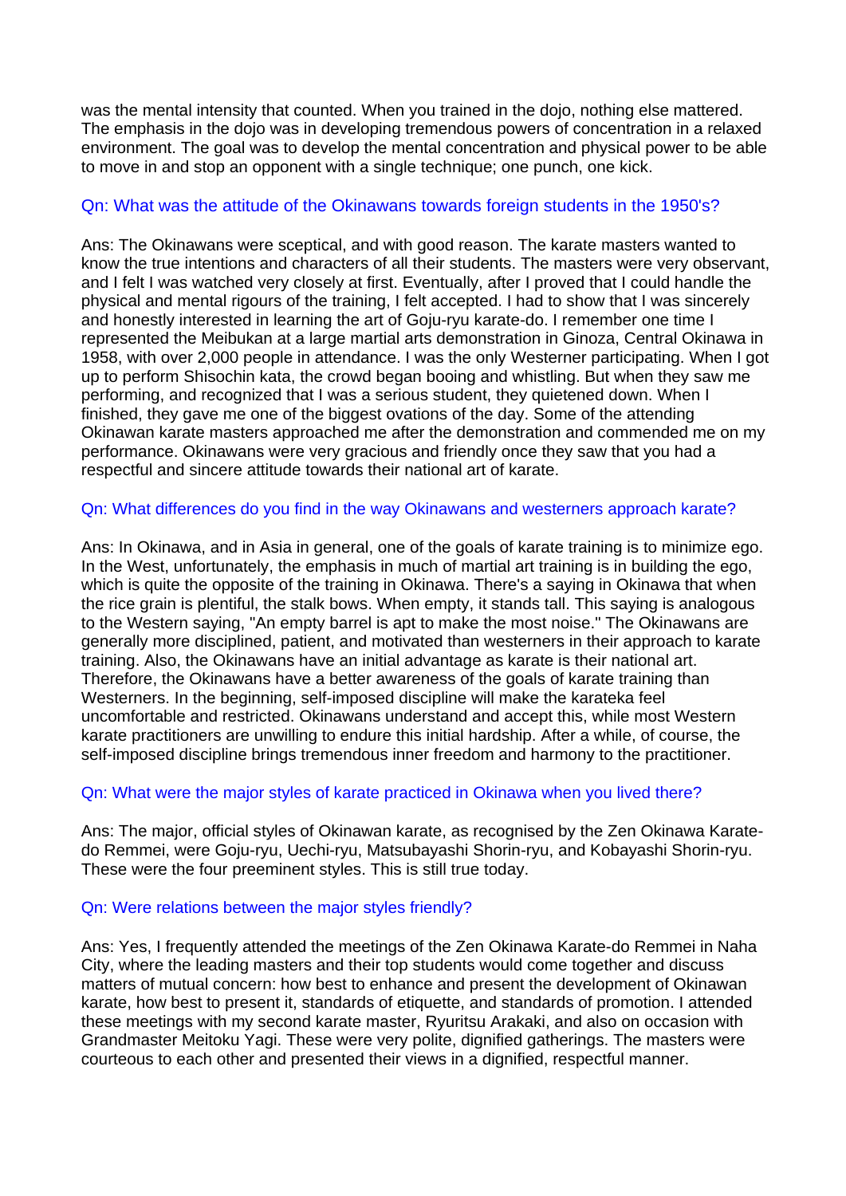was the mental intensity that counted. When you trained in the dojo, nothing else mattered. The emphasis in the dojo was in developing tremendous powers of concentration in a relaxed environment. The goal was to develop the mental concentration and physical power to be able to move in and stop an opponent with a single technique; one punch, one kick.

Qn: What was the attitude of the Okinawans towards foreign students in the 1950's?

Ans: The Okinawans were sceptical, and with good reason. The karate masters wanted to know the true intentions and characters of all their students. The masters were very observant, and I felt I was watched very closely at first. Eventually, after I proved that I could handle the physical and mental rigours of the training, I felt accepted. I had to show that I was sincerely and honestly interested in learning the art of Goju-ryu karate-do. I remember one time I represented the Meibukan at a large martial arts demonstration in Ginoza, Central Okinawa in 1958, with over 2,000 people in attendance. I was the only Westerner participating. When I got up to perform Shisochin kata, the crowd began booing and whistling. But when they saw me performing, and recognized that I was a serious student, they quietened down. When I finished, they gave me one of the biggest ovations of the day. Some of the attending Okinawan karate masters approached me after the demonstration and commended me on my performance. Okinawans were very gracious and friendly once they saw that you had a respectful and sincere attitude towards their national art of karate.

Qn: What differences do you find in the way Okinawans and westerners approach karate?

Ans: In Okinawa, and in Asia in general, one of the goals of karate training is to minimize ego. In the West, unfortunately, the emphasis in much of martial art training is in building the ego, which is quite the opposite of the training in Okinawa. There's a saying in Okinawa that when the rice grain is plentiful, the stalk bows. When empty, it stands tall. This saying is analogous to the Western saying, "An empty barrel is apt to make the most noise." The Okinawans are generally more disciplined, patient, and motivated than westerners in their approach to karate training. Also, the Okinawans have an initial advantage as karate is their national art. Therefore, the Okinawans have a better awareness of the goals of karate training than Westerners. In the beginning, self-imposed discipline will make the karateka feel uncomfortable and restricted. Okinawans understand and accept this, while most Western karate practitioners are unwilling to endure this initial hardship. After a while, of course, the self-imposed discipline brings tremendous inner freedom and harmony to the practitioner.

Qn: What were the major styles of karate practiced in Okinawa when you lived there?

Ans: The major, official styles of Okinawan karate, as recognised by the Zen Okinawa Karate-do Remmei, were Goju-ryu, Uechi-ryu, Matsubayashi Shorin-ryu, and Kobayashi Shorin-ryu. These were the four preeminent styles. This is still true today.

Qn: Were relations between the major styles friendly?

Ans: Yes, I frequently attended the meetings of the Zen Okinawa Karate-do Remmei in Naha City, where the leading masters and their top students would come together and discuss matters of mutual concern: how best to enhance and present the development of Okinawan karate, how best to present it, standards of etiquette, and standards of promotion. I attended these meetings with my second karate master, Ryuritsu Arakaki, and also on occasion with Grandmaster Meitoku Yagi. These were very polite, dignified gatherings. The masters were courteous to each other and presented their views in a dignified, respectful manner.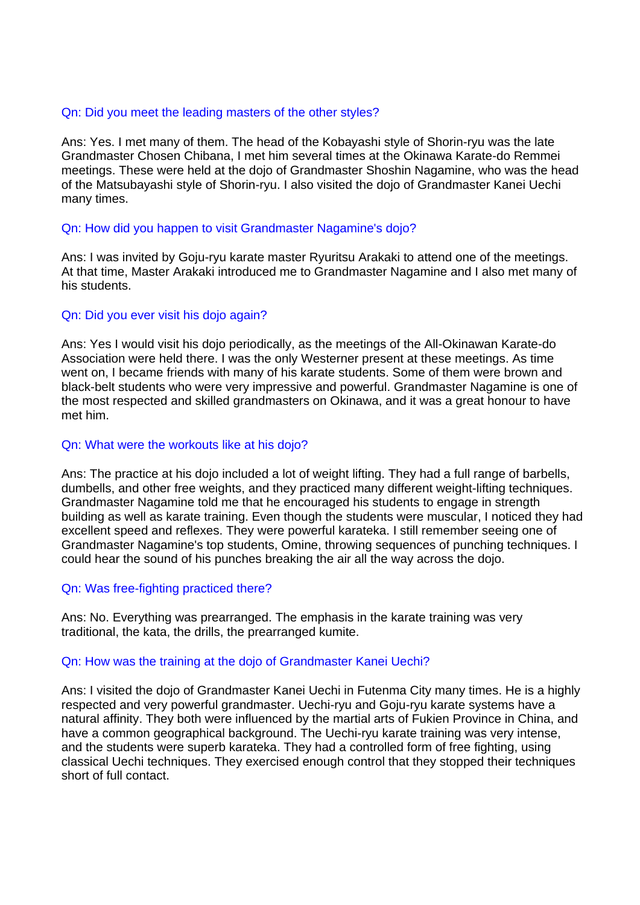Qn: Did you meet the leading masters of the other styles?

Ans: Yes. I met many of them. The head of the Kobayashi style of Shorin-ryu was the late Grandmaster Chosen Chibana, I met him several times at the Okinawa Karate-do Remmei meetings. These were held at the dojo of Grandmaster Shoshin Nagamine, who was the head of the Matsubayashi style of Shorin-ryu. I also visited the dojo of Grandmaster Kanei Uechi many times.

Qn: How did you happen to visit Grandmaster Nagamine's dojo?

Ans: I was invited by Goju-ryu karate master Ryuritsu Arakaki to attend one of the meetings. At that time, Master Arakaki introduced me to Grandmaster Nagamine and I also met many of his students.

Qn: Did you ever visit his dojo again?

Ans: Yes I would visit his dojo periodically, as the meetings of the All-Okinawan Karate-do Association were held there. I was the only Westerner present at these meetings. As time went on, I became friends with many of his karate students. Some of them were brown and black-belt students who were very impressive and powerful. Grandmaster Nagamine is one of the most respected and skilled grandmasters on Okinawa, and it was a great honour to have met him.

Qn: What were the workouts like at his dojo?

Ans: The practice at his dojo included a lot of weight lifting. They had a full range of barbells, dumbells, and other free weights, and they practiced many different weight-lifting techniques. Grandmaster Nagamine told me that he encouraged his students to engage in strength building as well as karate training. Even though the students were muscular, I noticed they had excellent speed and reflexes. They were powerful karateka. I still remember seeing one of Grandmaster Nagamine's top students, Omine, throwing sequences of punching techniques. I could hear the sound of his punches breaking the air all the way across the dojo.

Qn: Was free-fighting practiced there?

Ans: No. Everything was prearranged. The emphasis in the karate training was very traditional, the kata, the drills, the prearranged kumite.

Qn: How was the training at the dojo of Grandmaster Kanei Uechi?

Ans: I visited the dojo of Grandmaster Kanei Uechi in Futenma City many times. He is a highly respected and very powerful grandmaster. Uechi-ryu and Goju-ryu karate systems have a natural affinity. They both were influenced by the martial arts of Fukien Province in China, and have a common geographical background. The Uechi-ryu karate training was very intense, and the students were superb karateka. They had a controlled form of free fighting, using classical Uechi techniques. They exercised enough control that they stopped their techniques short of full contact.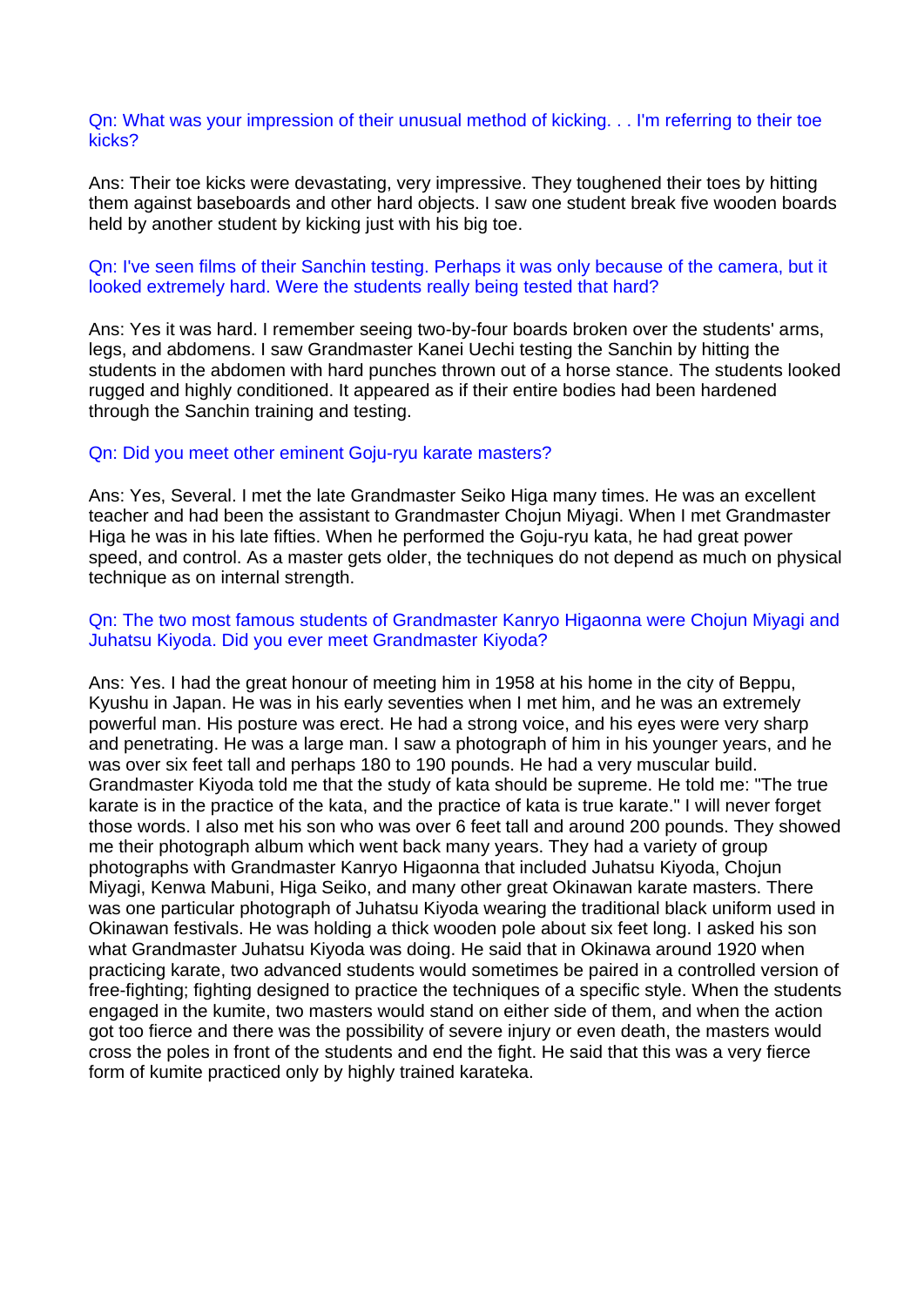Qn: What was your impression of their unusual method of kicking. . . I'm referring to their toe kicks?

Ans: Their toe kicks were devastating, very impressive. They toughened their toes by hitting them against baseboards and other hard objects. I saw one student break five wooden boards held by another student by kicking just with his big toe.

Qn: I've seen films of their Sanchin testing. Perhaps it was only because of the camera, but it looked extremely hard. Were the students really being tested that hard?

Ans: Yes it was hard. I remember seeing two-by-four boards broken over the students' arms, legs, and abdomens. I saw Grandmaster Kanei Uechi testing the Sanchin by hitting the students in the abdomen with hard punches thrown out of a horse stance. The students looked rugged and highly conditioned. It appeared as if their entire bodies had been hardened through the Sanchin training and testing.

Qn: Did you meet other eminent Goju-ryu karate masters?

Ans: Yes, Several. I met the late Grandmaster Seiko Higa many times. He was an excellent teacher and had been the assistant to Grandmaster Chojun Miyagi. When I met Grandmaster Higa he was in his late fifties. When he performed the Goju-ryu kata, he had great power speed, and control. As a master gets older, the techniques do not depend as much on physical technique as on internal strength.

Qn: The two most famous students of Grandmaster Kanryo Higaonna were Chojun Miyagi and Juhatsu Kiyoda. Did you ever meet Grandmaster Kiyoda?

Ans: Yes. I had the great honour of meeting him in 1958 at his home in the city of Beppu, Kyushu in Japan. He was in his early seventies when I met him, and he was an extremely powerful man. His posture was erect. He had a strong voice, and his eyes were very sharp and penetrating. He was a large man. I saw a photograph of him in his younger years, and he was over six feet tall and perhaps 180 to 190 pounds. He had a very muscular build. Grandmaster Kiyoda told me that the study of kata should be supreme. He told me: "The true karate is in the practice of the kata, and the practice of kata is true karate." I will never forget those words. I also met his son who was over 6 feet tall and around 200 pounds. They showed me their photograph album which went back many years. They had a variety of group photographs with Grandmaster Kanryo Higaonna that included Juhatsu Kiyoda, Chojun Miyagi, Kenwa Mabuni, Higa Seiko, and many other great Okinawan karate masters. There was one particular photograph of Juhatsu Kiyoda wearing the traditional black uniform used in Okinawan festivals. He was holding a thick wooden pole about six feet long. I asked his son what Grandmaster Juhatsu Kiyoda was doing. He said that in Okinawa around 1920 when practicing karate, two advanced students would sometimes be paired in a controlled version of free-fighting; fighting designed to practice the techniques of a specific style. When the students engaged in the kumite, two masters would stand on either side of them, and when the action got too fierce and there was the possibility of severe injury or even death, the masters would cross the poles in front of the students and end the fight. He said that this was a very fierce form of kumite practiced only by highly trained karateka.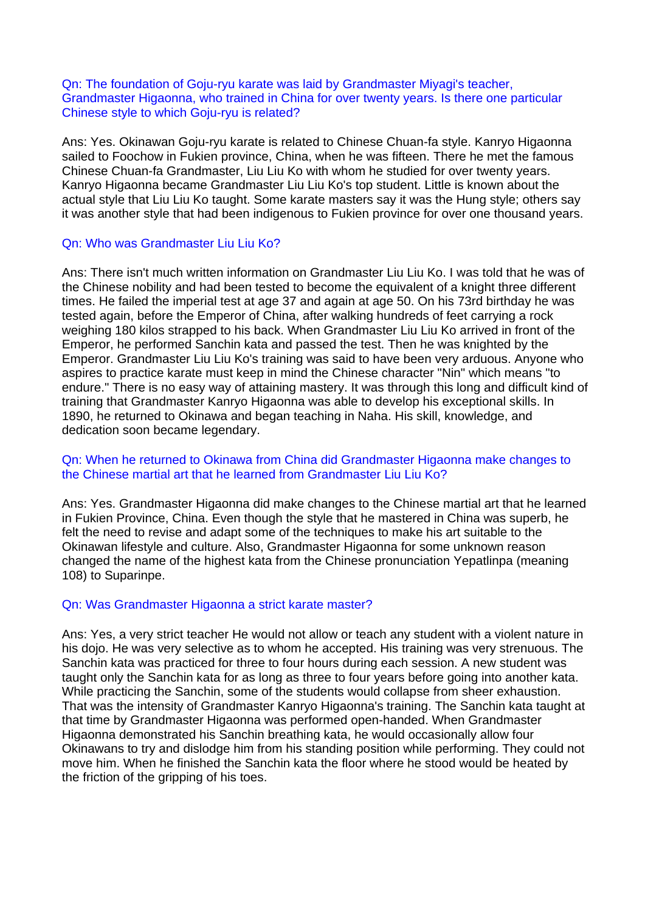Qn: The foundation of Goju-ryu karate was laid by Grandmaster Miyagi's teacher, Grandmaster Higaonna, who trained in China for over twenty years. Is there one particular Chinese style to which Goju-ryu is related?

Ans: Yes. Okinawan Goju-ryu karate is related to Chinese Chuan-fa style. Kanryo Higaonna sailed to Foochow in Fukien province, China, when he was fifteen. There he met the famous Chinese Chuan-fa Grandmaster, Liu Liu Ko with whom he studied for over twenty years. Kanryo Higaonna became Grandmaster Liu Liu Ko's top student. Little is known about the actual style that Liu Liu Ko taught. Some karate masters say it was the Hung style; others say it was another style that had been indigenous to Fukien province for over one thousand years.

Qn: Who was Grandmaster Liu Liu Ko?

Ans: There isn't much written information on Grandmaster Liu Liu Ko. I was told that he was of the Chinese nobility and had been tested to become the equivalent of a knight three different times. He failed the imperial test at age 37 and again at age 50. On his 73rd birthday he was tested again, before the Emperor of China, after walking hundreds of feet carrying a rock weighing 180 kilos strapped to his back. When Grandmaster Liu Liu Ko arrived in front of the Emperor, he performed Sanchin kata and passed the test. Then he was knighted by the Emperor. Grandmaster Liu Liu Ko's training was said to have been very arduous. Anyone who aspires to practice karate must keep in mind the Chinese character "Nin" which means "to endure." There is no easy way of attaining mastery. It was through this long and difficult kind of training that Grandmaster Kanryo Higaonna was able to develop his exceptional skills. In 1890, he returned to Okinawa and began teaching in Naha. His skill, knowledge, and dedication soon became legendary.

Qn: When he returned to Okinawa from China did Grandmaster Higaonna make changes to the Chinese martial art that he learned from Grandmaster Liu Liu Ko?

Ans: Yes. Grandmaster Higaonna did make changes to the Chinese martial art that he learned in Fukien Province, China. Even though the style that he mastered in China was superb, he felt the need to revise and adapt some of the techniques to make his art suitable to the Okinawan lifestyle and culture. Also, Grandmaster Higaonna for some unknown reason changed the name of the highest kata from the Chinese pronunciation Yepatlinpa (meaning 108) to Suparinpe.

Qn: Was Grandmaster Higaonna a strict karate master?

Ans: Yes, a very strict teacher He would not allow or teach any student with a violent nature in his dojo. He was very selective as to whom he accepted. His training was very strenuous. The Sanchin kata was practiced for three to four hours during each session. A new student was taught only the Sanchin kata for as long as three to four years before going into another kata. While practicing the Sanchin, some of the students would collapse from sheer exhaustion. That was the intensity of Grandmaster Kanryo Higaonna's training. The Sanchin kata taught at that time by Grandmaster Higaonna was performed open-handed. When Grandmaster Higaonna demonstrated his Sanchin breathing kata, he would occasionally allow four Okinawans to try and dislodge him from his standing position while performing. They could not move him. When he finished the Sanchin kata the floor where he stood would be heated by the friction of the gripping of his toes.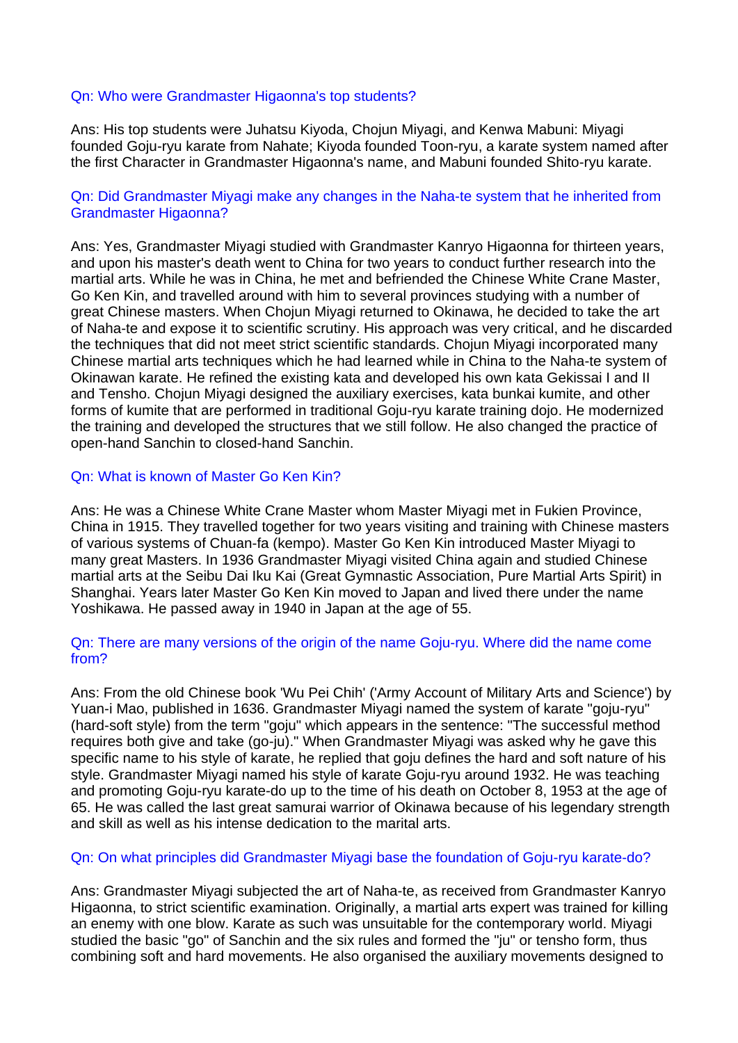Qn: Who were Grandmaster Higaonna's top students?

Ans: His top students were Juhatsu Kiyoda, Chojun Miyagi, and Kenwa Mabuni: Miyagi founded Goju-ryu karate from Nahate; Kiyoda founded Toon-ryu, a karate system named after the first Character in Grandmaster Higaonna's name, and Mabuni founded Shito-ryu karate.

Qn: Did Grandmaster Miyagi make any changes in the Naha-te system that he inherited from Grandmaster Higaonna?

Ans: Yes, Grandmaster Miyagi studied with Grandmaster Kanryo Higaonna for thirteen years, and upon his master's death went to China for two years to conduct further research into the martial arts. While he was in China, he met and befriended the Chinese White Crane Master, Go Ken Kin, and travelled around with him to several provinces studying with a number of great Chinese masters. When Chojun Miyagi returned to Okinawa, he decided to take the art of Naha-te and expose it to scientific scrutiny. His approach was very critical, and he discarded the techniques that did not meet strict scientific standards. Chojun Miyagi incorporated many Chinese martial arts techniques which he had learned while in China to the Naha-te system of Okinawan karate. He refined the existing kata and developed his own kata Gekissai I and II and Tensho. Chojun Miyagi designed the auxiliary exercises, kata bunkai kumite, and other forms of kumite that are performed in traditional Goju-ryu karate training dojo. He modernized the training and developed the structures that we still follow. He also changed the practice of open-hand Sanchin to closed-hand Sanchin.

Qn: What is known of Master Go Ken Kin?

Ans: He was a Chinese White Crane Master whom Master Miyagi met in Fukien Province, China in 1915. They travelled together for two years visiting and training with Chinese masters of various systems of Chuan-fa (kempo). Master Go Ken Kin introduced Master Miyagi to many great Masters. In 1936 Grandmaster Miyagi visited China again and studied Chinese martial arts at the Seibu Dai Iku Kai (Great Gymnastic Association, Pure Martial Arts Spirit) in Shanghai. Years later Master Go Ken Kin moved to Japan and lived there under the name Yoshikawa. He passed away in 1940 in Japan at the age of 55.

Qn: There are many versions of the origin of the name Goju-ryu. Where did the name come from?

Ans: From the old Chinese book 'Wu Pei Chih' ('Army Account of Military Arts and Science') by Yuan-i Mao, published in 1636. Grandmaster Miyagi named the system of karate "goju-ryu" (hard-soft style) from the term "goju" which appears in the sentence: "The successful method requires both give and take (go-ju)." When Grandmaster Miyagi was asked why he gave this specific name to his style of karate, he replied that goju defines the hard and soft nature of his style. Grandmaster Miyagi named his style of karate Goju-ryu around 1932. He was teaching and promoting Goju-ryu karate-do up to the time of his death on October 8, 1953 at the age of 65. He was called the last great samurai warrior of Okinawa because of his legendary strength and skill as well as his intense dedication to the marital arts.

Qn: On what principles did Grandmaster Miyagi base the foundation of Goju-ryu karate-do?

Ans: Grandmaster Miyagi subjected the art of Naha-te, as received from Grandmaster Kanryo Higaonna, to strict scientific examination. Originally, a martial arts expert was trained for killing an enemy with one blow. Karate as such was unsuitable for the contemporary world. Miyagi studied the basic "go" of Sanchin and the six rules and formed the "ju" or tensho form, thus combining soft and hard movements. He also organised the auxiliary movements designed to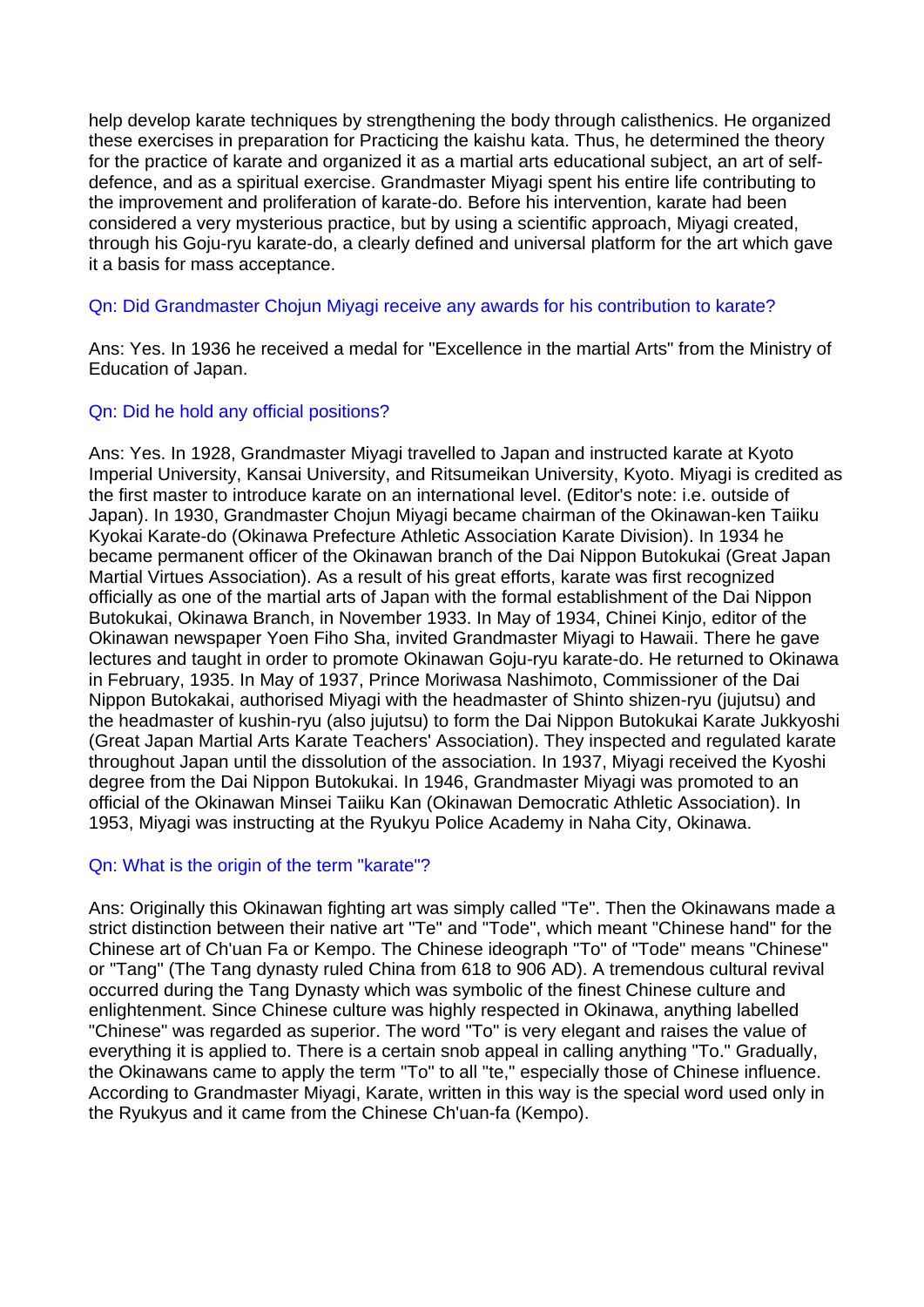help develop karate techniques by strengthening the body through calisthenics. He organized these exercises in preparation for Practicing the kaishu kata. Thus, he determined the theory for the practice of karate and organized it as a martial arts educational subject, an art of self-defence, and as a spiritual exercise. Grandmaster Miyagi spent his entire life contributing to the improvement and proliferation of karate-do. Before his intervention, karate had been considered a very mysterious practice, but by using a scientific approach, Miyagi created, through his Goju-ryu karate-do, a clearly defined and universal platform for the art which gave it a basis for mass acceptance.

Qn: Did Grandmaster Chojun Miyagi receive any awards for his contribution to karate?

Ans: Yes. In 1936 he received a medal for "Excellence in the martial Arts" from the Ministry of Education of Japan.

Qn: Did he hold any official positions?

Ans: Yes. In 1928, Grandmaster Miyagi travelled to Japan and instructed karate at Kyoto Imperial University, Kansai University, and Ritsumeikan University, Kyoto. Miyagi is credited as the first master to introduce karate on an international level. (Editor's note: i.e. outside of Japan). In 1930, Grandmaster Chojun Miyagi became chairman of the Okinawan-ken Taiiku Kyokai Karate-do (Okinawa Prefecture Athletic Association Karate Division). In 1934 he became permanent officer of the Okinawan branch of the Dai Nippon Butokukai (Great Japan Martial Virtues Association). As a result of his great efforts, karate was first recognized officially as one of the martial arts of Japan with the formal establishment of the Dai Nippon Butokukai, Okinawa Branch, in November 1933. In May of 1934, Chinei Kinjo, editor of the Okinawan newspaper Yoen Fiho Sha, invited Grandmaster Miyagi to Hawaii. There he gave lectures and taught in order to promote Okinawan Goju-ryu karate-do. He returned to Okinawa in February, 1935. In May of 1937, Prince Moriwasa Nashimoto, Commissioner of the Dai Nippon Butokakai, authorised Miyagi with the headmaster of Shinto shizen-ryu (jujutsu) and the headmaster of kushin-ryu (also jujutsu) to form the Dai Nippon Butokukai Karate Jukkyoshi (Great Japan Martial Arts Karate Teachers' Association). They inspected and regulated karate throughout Japan until the dissolution of the association. In 1937, Miyagi received the Kyoshi degree from the Dai Nippon Butokukai. In 1946, Grandmaster Miyagi was promoted to an official of the Okinawan Minsei Taiiku Kan (Okinawan Democratic Athletic Association). In 1953, Miyagi was instructing at the Ryukyu Police Academy in Naha City, Okinawa.

Qn: What is the origin of the term "karate"?

Ans: Originally this Okinawan fighting art was simply called "Te". Then the Okinawans made a strict distinction between their native art "Te" and "Tode", which meant "Chinese hand" for the Chinese art of Ch'uan Fa or Kempo. The Chinese ideograph "To" of "Tode" means "Chinese" or "Tang" (The Tang dynasty ruled China from 618 to 906 AD). A tremendous cultural revival occurred during the Tang Dynasty which was symbolic of the finest Chinese culture and enlightenment. Since Chinese culture was highly respected in Okinawa, anything labelled "Chinese" was regarded as superior. The word "To" is very elegant and raises the value of everything it is applied to. There is a certain snob appeal in calling anything "To." Gradually, the Okinawans came to apply the term "To" to all "te," especially those of Chinese influence. According to Grandmaster Miyagi, Karate, written in this way is the special word used only in the Ryukyus and it came from the Chinese Ch'uan-fa (Kempo).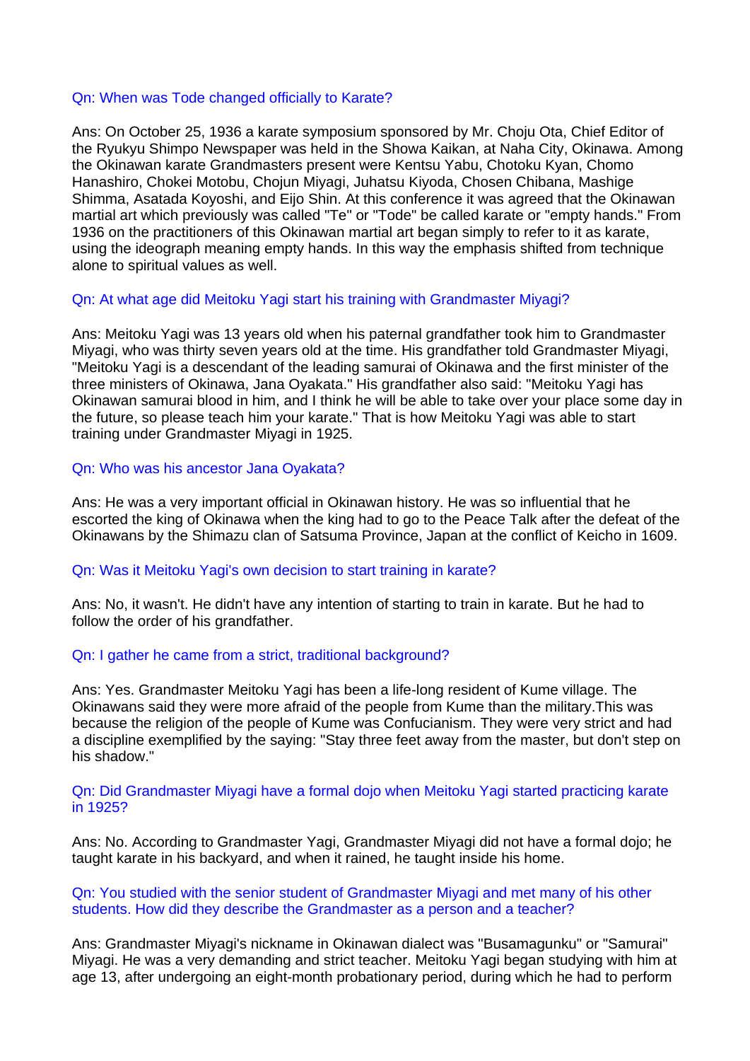Qn: When was Tode changed officially to Karate?

Ans: On October 25, 1936 a karate symposium sponsored by Mr. Choju Ota, Chief Editor of the Ryukyu Shimpo Newspaper was held in the Showa Kaikan, at Naha City, Okinawa. Among the Okinawan karate Grandmasters present were Kentsu Yabu, Chotoku Kyan, Chomo Hanashiro, Chokei Motobu, Chojun Miyagi, Juhatsu Kiyoda, Chosen Chibana, Mashige Shimma, Asatada Koyoshi, and Eijo Shin. At this conference it was agreed that the Okinawan martial art which previously was called "Te" or "Tode" be called karate or "empty hands." From 1936 on the practitioners of this Okinawan martial art began simply to refer to it as karate, using the ideograph meaning empty hands. In this way the emphasis shifted from technique alone to spiritual values as well.

Qn: At what age did Meitoku Yagi start his training with Grandmaster Miyagi?

Ans: Meitoku Yagi was 13 years old when his paternal grandfather took him to Grandmaster Miyagi, who was thirty seven years old at the time. His grandfather told Grandmaster Miyagi, "Meitoku Yagi is a descendant of the leading samurai of Okinawa and the first minister of the three ministers of Okinawa, Jana Oyakata." His grandfather also said: "Meitoku Yagi has Okinawan samurai blood in him, and I think he will be able to take over your place some day in the future, so please teach him your karate." That is how Meitoku Yagi was able to start training under Grandmaster Miyagi in 1925.

Qn: Who was his ancestor Jana Oyakata?

Ans: He was a very important official in Okinawan history. He was so influential that he escorted the king of Okinawa when the king had to go to the Peace Talk after the defeat of the Okinawans by the Shimazu clan of Satsuma Province, Japan at the conflict of Keicho in 1609.

Qn: Was it Meitoku Yagi's own decision to start training in karate?

Ans: No, it wasn't. He didn't have any intention of starting to train in karate. But he had to follow the order of his grandfather.

Qn: I gather he came from a strict, traditional background?

Ans: Yes. Grandmaster Meitoku Yagi has been a life-long resident of Kume village. The Okinawans said they were more afraid of the people from Kume than the military.This was because the religion of the people of Kume was Confucianism. They were very strict and had a discipline exemplified by the saying: "Stay three feet away from the master, but don't step on his shadow."

Qn: Did Grandmaster Miyagi have a formal dojo when Meitoku Yagi started practicing karate in 1925?

Ans: No. According to Grandmaster Yagi, Grandmaster Miyagi did not have a formal dojo; he taught karate in his backyard, and when it rained, he taught inside his home.

Qn: You studied with the senior student of Grandmaster Miyagi and met many of his other students. How did they describe the Grandmaster as a person and a teacher?

Ans: Grandmaster Miyagi's nickname in Okinawan dialect was "Busamagunku" or "Samurai" Miyagi. He was a very demanding and strict teacher. Meitoku Yagi began studying with him at age 13, after undergoing an eight-month probationary period, during which he had to perform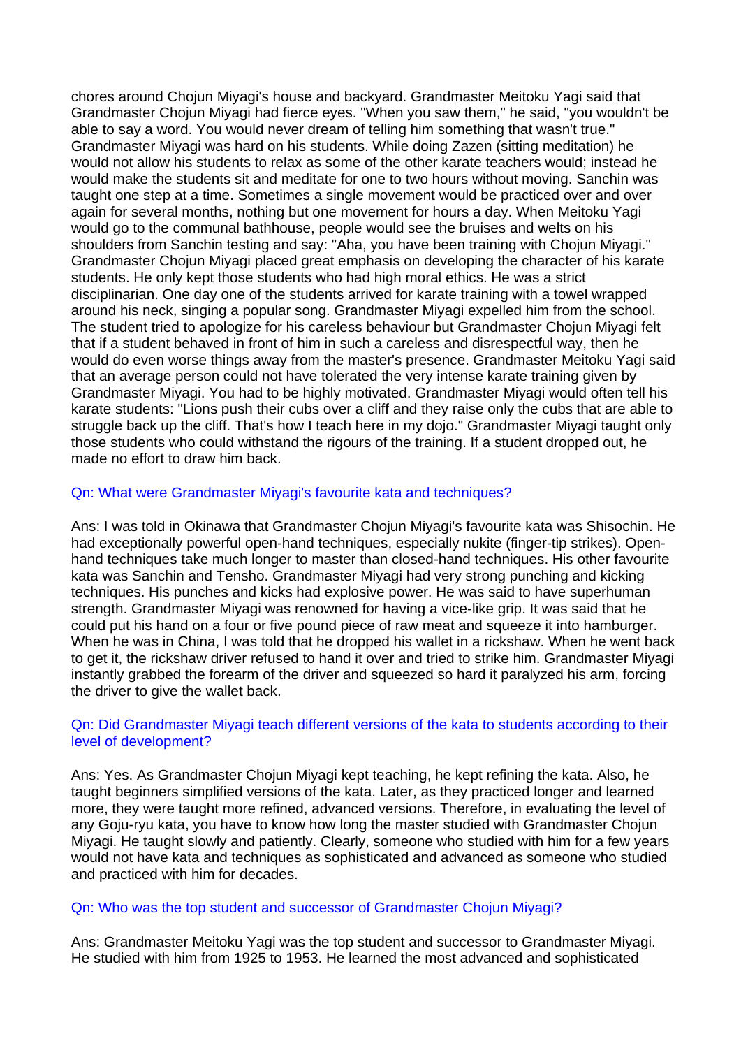chores around Chojun Miyagi's house and backyard. Grandmaster Meitoku Yagi said that Grandmaster Chojun Miyagi had fierce eyes. "When you saw them," he said, "you wouldn't be able to say a word. You would never dream of telling him something that wasn't true." Grandmaster Miyagi was hard on his students. While doing Zazen (sitting meditation) he would not allow his students to relax as some of the other karate teachers would; instead he would make the students sit and meditate for one to two hours without moving. Sanchin was taught one step at a time. Sometimes a single movement would be practiced over and over again for several months, nothing but one movement for hours a day. When Meitoku Yagi would go to the communal bathhouse, people would see the bruises and welts on his shoulders from Sanchin testing and say: "Aha, you have been training with Chojun Miyagi." Grandmaster Chojun Miyagi placed great emphasis on developing the character of his karate students. He only kept those students who had high moral ethics. He was a strict disciplinarian. One day one of the students arrived for karate training with a towel wrapped around his neck, singing a popular song. Grandmaster Miyagi expelled him from the school. The student tried to apologize for his careless behaviour but Grandmaster Chojun Miyagi felt that if a student behaved in front of him in such a careless and disrespectful way, then he would do even worse things away from the master's presence. Grandmaster Meitoku Yagi said that an average person could not have tolerated the very intense karate training given by Grandmaster Miyagi. You had to be highly motivated. Grandmaster Miyagi would often tell his karate students: "Lions push their cubs over a cliff and they raise only the cubs that are able to struggle back up the cliff. That's how I teach here in my dojo." Grandmaster Miyagi taught only those students who could withstand the rigours of the training. If a student dropped out, he made no effort to draw him back.

Qn: What were Grandmaster Miyagi's favourite kata and techniques?

Ans: I was told in Okinawa that Grandmaster Chojun Miyagi's favourite kata was Shisochin. He had exceptionally powerful open-hand techniques, especially nukite (finger-tip strikes). Open-hand techniques take much longer to master than closed-hand techniques. His other favourite kata was Sanchin and Tensho. Grandmaster Miyagi had very strong punching and kicking techniques. His punches and kicks had explosive power. He was said to have superhuman strength. Grandmaster Miyagi was renowned for having a vice-like grip. It was said that he could put his hand on a four or five pound piece of raw meat and squeeze it into hamburger. When he was in China, I was told that he dropped his wallet in a rickshaw. When he went back to get it, the rickshaw driver refused to hand it over and tried to strike him. Grandmaster Miyagi instantly grabbed the forearm of the driver and squeezed so hard it paralyzed his arm, forcing the driver to give the wallet back.

Qn: Did Grandmaster Miyagi teach different versions of the kata to students according to their level of development?

Ans: Yes. As Grandmaster Chojun Miyagi kept teaching, he kept refining the kata. Also, he taught beginners simplified versions of the kata. Later, as they practiced longer and learned more, they were taught more refined, advanced versions. Therefore, in evaluating the level of any Goju-ryu kata, you have to know how long the master studied with Grandmaster Chojun Miyagi. He taught slowly and patiently. Clearly, someone who studied with him for a few years would not have kata and techniques as sophisticated and advanced as someone who studied and practiced with him for decades.

Qn: Who was the top student and successor of Grandmaster Chojun Miyagi?

Ans: Grandmaster Meitoku Yagi was the top student and successor to Grandmaster Miyagi. He studied with him from 1925 to 1953. He learned the most advanced and sophisticated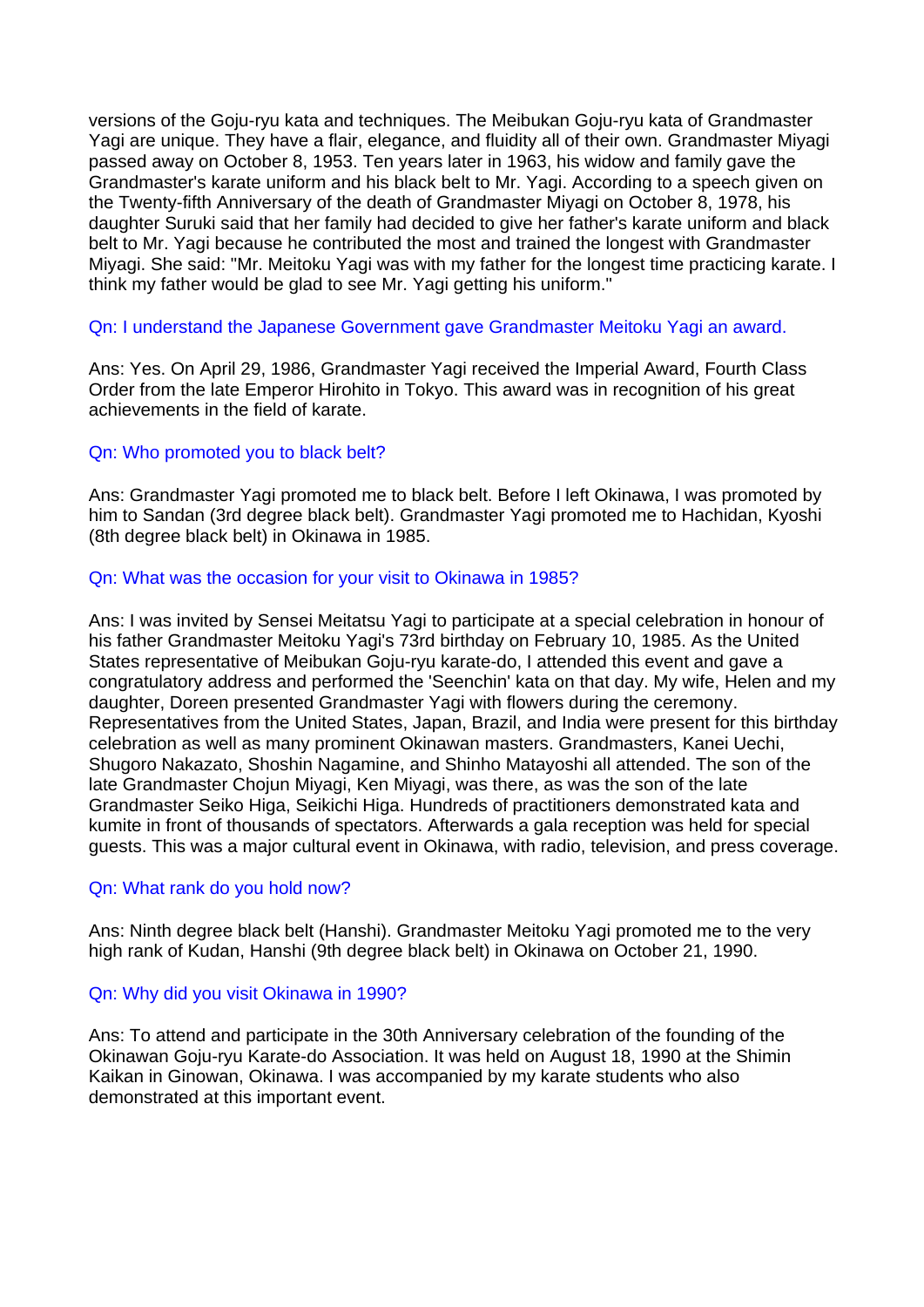versions of the Goju-ryu kata and techniques. The Meibukan Goju-ryu kata of Grandmaster Yagi are unique. They have a flair, elegance, and fluidity all of their own. Grandmaster Miyagi passed away on October 8, 1953. Ten years later in 1963, his widow and family gave the Grandmaster's karate uniform and his black belt to Mr. Yagi. According to a speech given on the Twenty-fifth Anniversary of the death of Grandmaster Miyagi on October 8, 1978, his daughter Suruki said that her family had decided to give her father's karate uniform and black belt to Mr. Yagi because he contributed the most and trained the longest with Grandmaster Miyagi. She said: "Mr. Meitoku Yagi was with my father for the longest time practicing karate. I think my father would be glad to see Mr. Yagi getting his uniform."

Qn: I understand the Japanese Government gave Grandmaster Meitoku Yagi an award.

Ans: Yes. On April 29, 1986, Grandmaster Yagi received the Imperial Award, Fourth Class Order from the late Emperor Hirohito in Tokyo. This award was in recognition of his great achievements in the field of karate.

Qn: Who promoted you to black belt?

Ans: Grandmaster Yagi promoted me to black belt. Before I left Okinawa, I was promoted by him to Sandan (3rd degree black belt). Grandmaster Yagi promoted me to Hachidan, Kyoshi (8th degree black belt) in Okinawa in 1985.

Qn: What was the occasion for your visit to Okinawa in 1985?

Ans: I was invited by Sensei Meitatsu Yagi to participate at a special celebration in honour of his father Grandmaster Meitoku Yagi's 73rd birthday on February 10, 1985. As the United States representative of Meibukan Goju-ryu karate-do, I attended this event and gave a congratulatory address and performed the 'Seenchin' kata on that day. My wife, Helen and my daughter, Doreen presented Grandmaster Yagi with flowers during the ceremony. Representatives from the United States, Japan, Brazil, and India were present for this birthday celebration as well as many prominent Okinawan masters. Grandmasters, Kanei Uechi, Shugoro Nakazato, Shoshin Nagamine, and Shinho Matayoshi all attended. The son of the late Grandmaster Chojun Miyagi, Ken Miyagi, was there, as was the son of the late Grandmaster Seiko Higa, Seikichi Higa. Hundreds of practitioners demonstrated kata and kumite in front of thousands of spectators. Afterwards a gala reception was held for special guests. This was a major cultural event in Okinawa, with radio, television, and press coverage.

Qn: What rank do you hold now?

Ans: Ninth degree black belt (Hanshi). Grandmaster Meitoku Yagi promoted me to the very high rank of Kudan, Hanshi (9th degree black belt) in Okinawa on October 21, 1990.

Qn: Why did you visit Okinawa in 1990?

Ans: To attend and participate in the 30th Anniversary celebration of the founding of the Okinawan Goju-ryu Karate-do Association. It was held on August 18, 1990 at the Shimin Kaikan in Ginowan, Okinawa. I was accompanied by my karate students who also demonstrated at this important event.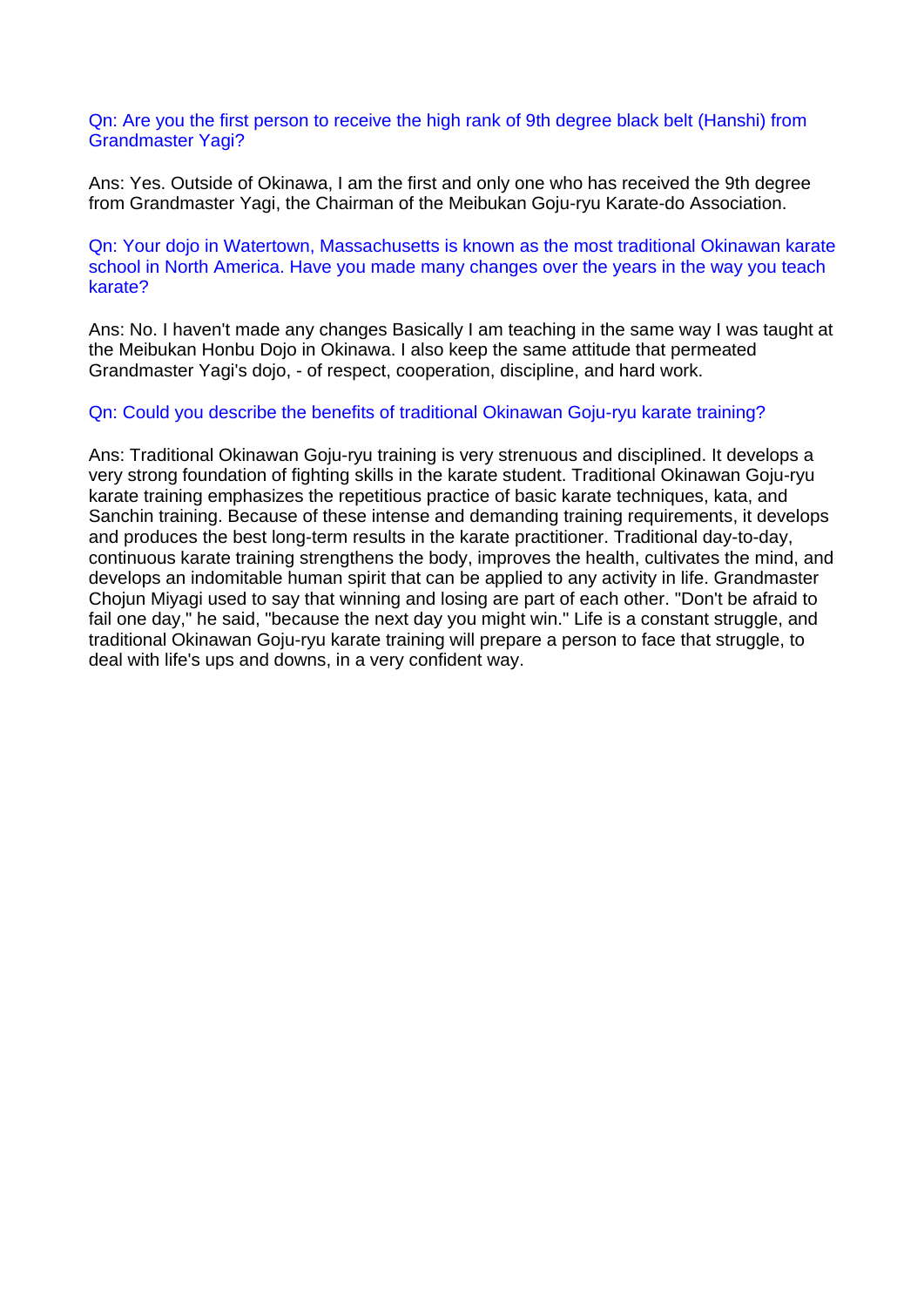Qn: Are you the first person to receive the high rank of 9th degree black belt (Hanshi) from Grandmaster Yagi?

Ans: Yes. Outside of Okinawa, I am the first and only one who has received the 9th degree from Grandmaster Yagi, the Chairman of the Meibukan Goju-ryu Karate-do Association.

Qn: Your dojo in Watertown, Massachusetts is known as the most traditional Okinawan karate school in North America. Have you made many changes over the years in the way you teach karate?

Ans: No. I haven't made any changes Basically I am teaching in the same way I was taught at the Meibukan Honbu Dojo in Okinawa. I also keep the same attitude that permeated Grandmaster Yagi's dojo, - of respect, cooperation, discipline, and hard work.

Qn: Could you describe the benefits of traditional Okinawan Goju-ryu karate training?

Ans: Traditional Okinawan Goju-ryu training is very strenuous and disciplined. It develops a very strong foundation of fighting skills in the karate student. Traditional Okinawan Goju-ryu karate training emphasizes the repetitious practice of basic karate techniques, kata, and Sanchin training. Because of these intense and demanding training requirements, it develops and produces the best long-term results in the karate practitioner. Traditional day-to-day, continuous karate training strengthens the body, improves the health, cultivates the mind, and develops an indomitable human spirit that can be applied to any activity in life. Grandmaster Chojun Miyagi used to say that winning and losing are part of each other. "Don't be afraid to fail one day," he said, "because the next day you might win." Life is a constant struggle, and traditional Okinawan Goju-ryu karate training will prepare a person to face that struggle, to deal with life's ups and downs, in a very confident way.